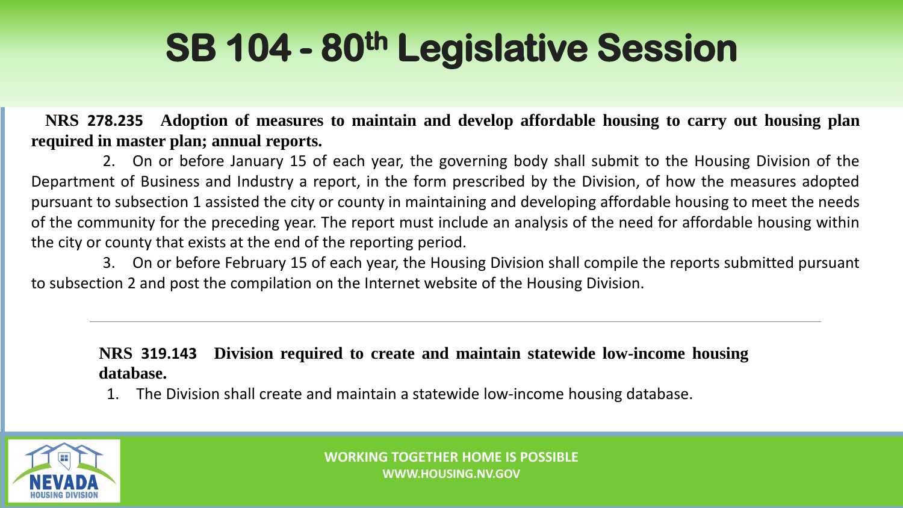# SB 104 - 80th Legislative Session

**NRS 278.235 Adoption of measures to maintain and develop affordable housing to carry out housing plan required in master plan; annual reports.**

2. On or before January 15 of each year, the governing body shall submit to the Housing Division of the Department of Business and Industry a report, in the form prescribed by the Division, of how the measures adopted pursuant to subsection 1 assisted the city or county in maintaining and developing affordable housing to meet the needs of the community for the preceding year. The report must include an analysis of the need for affordable housing within the city or county that exists at the end of the reporting period.

3. On or before February 15 of each year, the Housing Division shall compile the reports submitted pursuant to subsection 2 and post the compilation on the Internet website of the Housing Division.

---

**NRS 319.143 Division required to create and maintain statewide low-income housing database.**

1. The Division shall create and maintain a statewide low-income housing database.

WORKING TOGETHER HOME IS POSSIBLE
WWW.HOUSING.NV.GOV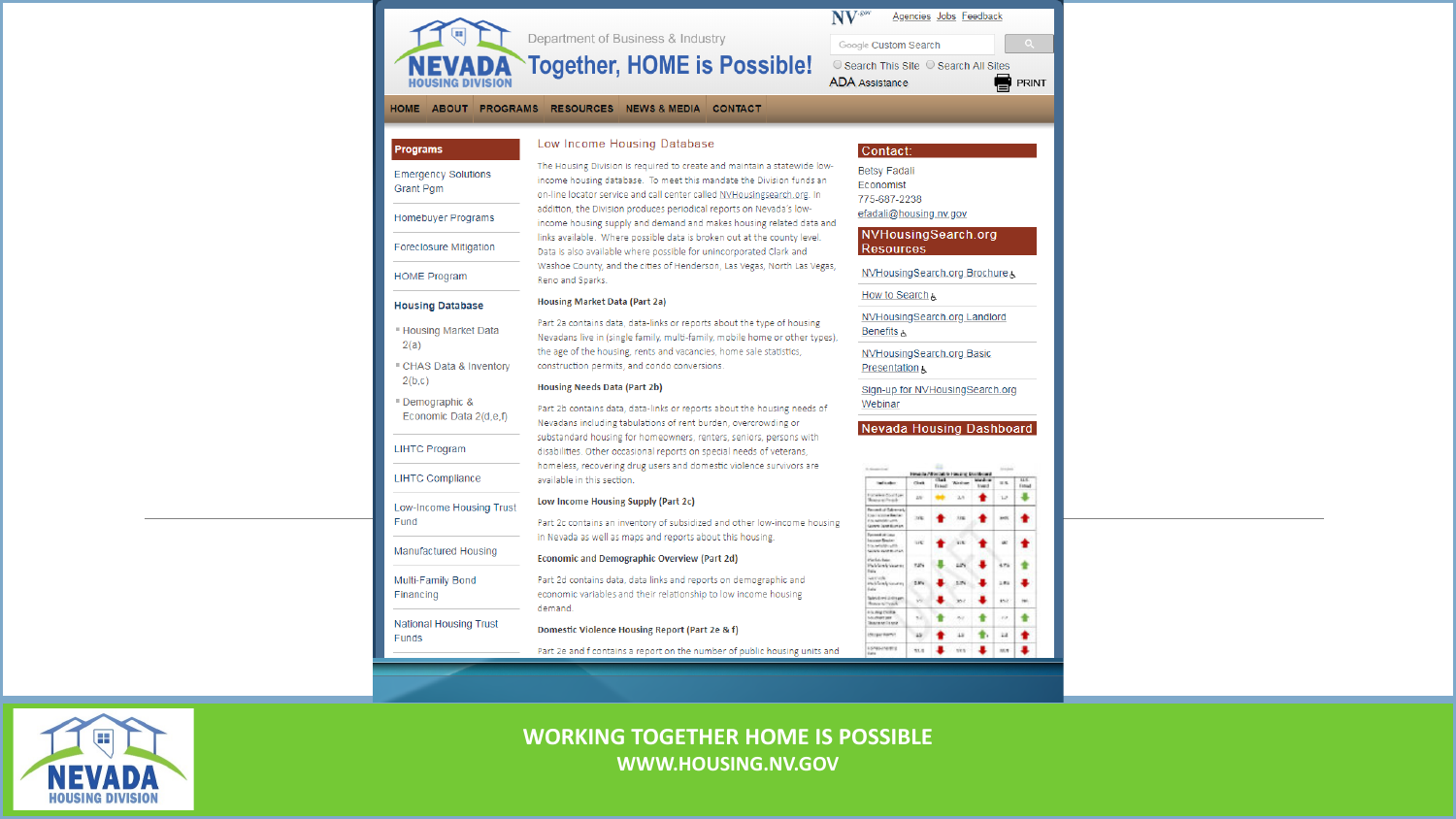NV .gov | Agencies | Jobs | Feedback

Department of Business & Industry

# NEVADA HOUSING DIVISION

## Together, HOME is Possible!

Google Custom Search

Search This Site | Search All Sites

ADA Assistance | PRINT

HOME | ABOUT | PROGRAMS | RESOURCES | NEWS & MEDIA | CONTACT

**Programs**

- Emergency Solutions Grant Pgm
- Homebuyer Programs
- Foreclosure Mitigation
- HOME Program
- **Housing Database**
  - Housing Market Data 2(a)
  - CHAS Data & Inventory 2(b,c)
  - Demographic & Economic Data 2(d,e,f)
- LIHTC Program
- LIHTC Compliance
- Low-Income Housing Trust Fund
- Manufactured Housing
- Multi-Family Bond Financing
- National Housing Trust Funds

### Low Income Housing Database

The Housing Division is required to create and maintain a statewide low-income housing database. To meet this mandate the Division funds an on-line locator service and call center called NVHousingsearch.org. In addition, the Division produces periodical reports on Nevada's low-income housing supply and demand and makes housing related data and links available. Where possible data is broken out at the county level. Data is also available where possible for unincorporated Clark and Washoe County, and the cities of Henderson, Las Vegas, North Las Vegas, Reno and Sparks.

**Housing Market Data (Part 2a)**

Part 2a contains data, data-links or reports about the type of housing Nevadans live in (single family, multi-family, mobile home or other types), the age of the housing, rents and vacancies, home sale statistics, construction permits, and condo conversions.

**Housing Needs Data (Part 2b)**

Part 2b contains data, data-links or reports about the housing needs of Nevadans including tabulations of rent burden, overcrowding or substandard housing for homeowners, renters, seniors, persons with disabilities. Other occasional reports on special needs of veterans, homeless, recovering drug users and domestic violence survivors are available in this section.

**Low Income Housing Supply (Part 2c)**

Part 2c contains an inventory of subsidized and other low-income housing in Nevada as well as maps and reports about this housing.

**Economic and Demographic Overview (Part 2d)**

Part 2d contains data, data links and reports on demographic and economic variables and their relationship to low income housing demand.

**Domestic Violence Housing Report (Part 2e & f)**

Part 2e and f contains a report on the number of public housing units and

**Contact:**

Betsy Fadali
Economist
775-687-2238
efadali@housing.nv.gov

**NVHousingSearch.org Resources**

- NVHousingSearch.org Brochure
- How to Search
- NVHousingSearch.org Landlord Benefits
- NVHousingSearch.org Basic Presentation
- Sign-up for NVHousingSearch.org Webinar

**Nevada Housing Dashboard**

WORKING TOGETHER HOME IS POSSIBLE
WWW.HOUSING.NV.GOV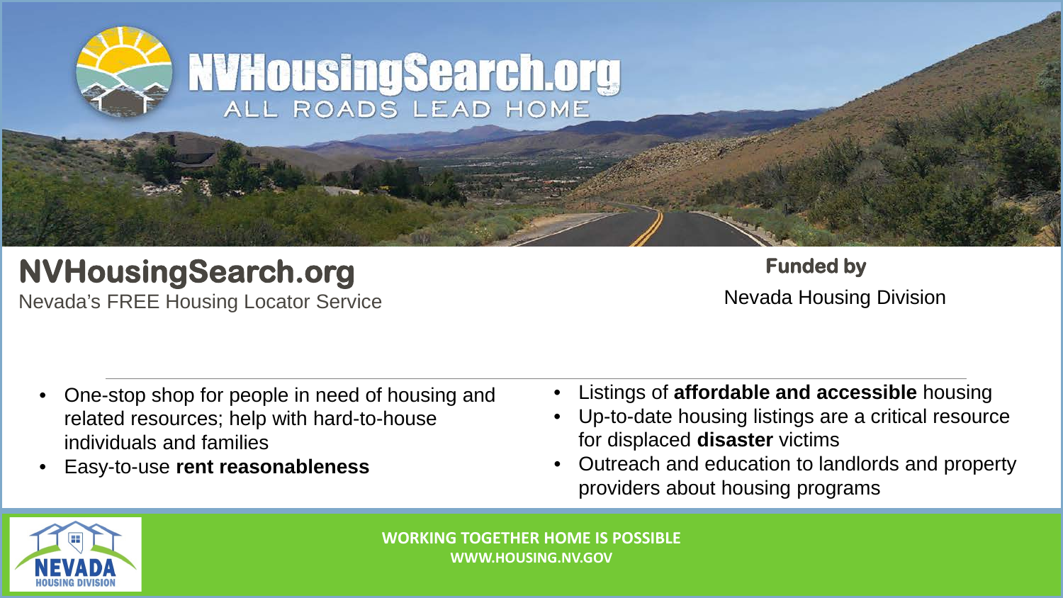# NVHousingSearch.org

Nevada's FREE Housing Locator Service

**Funded by**

Nevada Housing Division

- One-stop shop for people in need of housing and related resources; help with hard-to-house individuals and families
- Easy-to-use **rent reasonableness**
- Listings of **affordable and accessible** housing
- Up-to-date housing listings are a critical resource for displaced **disaster** victims
- Outreach and education to landlords and property providers about housing programs

WORKING TOGETHER HOME IS POSSIBLE
WWW.HOUSING.NV.GOV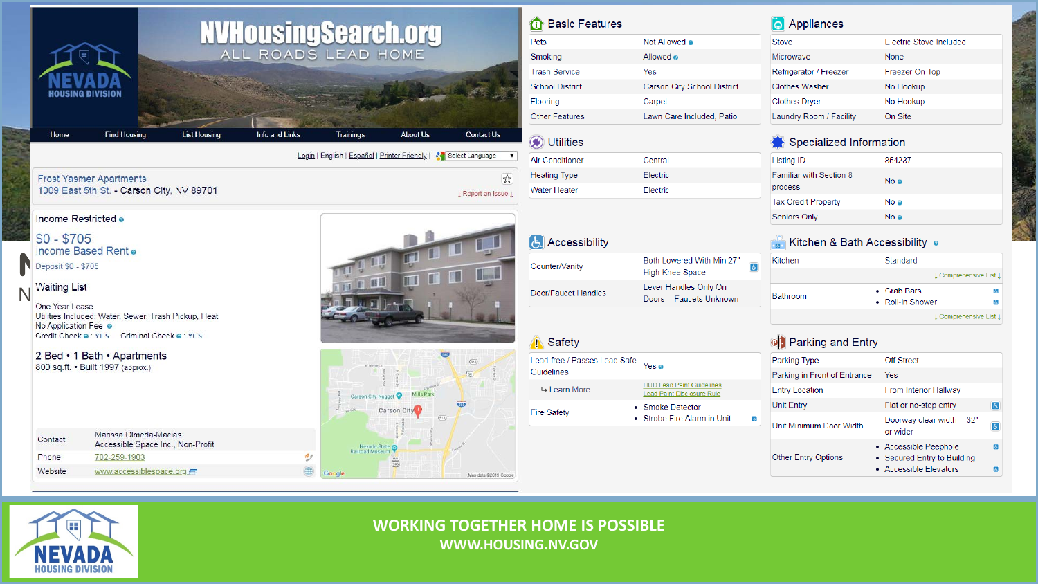# NVHousingSearch.org

ALL ROADS LEAD HOME

Home | Find Housing | List Housing | Info and Links | Trainings | About Us | Contact Us

Login | English | Español | Printer Friendly | Select Language

## Frost Yasmer Apartments

1009 East 5th St. - Carson City, NV 89701

↓ Report an Issue ↓

**Income Restricted**

**$0 - $705**

Income Based Rent

Deposit $0 - $705

**Waiting List**

One Year Lease

Utilities Included: Water, Sewer, Trash Pickup, Heat

No Application Fee

Credit Check : YES   Criminal Check : YES

**2 Bed • 1 Bath • Apartments**

800 sq.ft. • Built 1997 (approx.)

| | |
|---|---|
| Contact | Marissa Olmeda-Macias<br>Accessible Space Inc., Non-Profit |
| Phone | 702-259-1903 |
| Website | www.accessiblespace.org |

### Basic Features

| | |
|---|---|
| Pets | Not Allowed |
| Smoking | Allowed |
| Trash Service | Yes |
| School District | Carson City School District |
| Flooring | Carpet |
| Other Features | Lawn Care Included, Patio |

### Utilities

| | |
|---|---|
| Air Conditioner | Central |
| Heating Type | Electric |
| Water Heater | Electric |

### Accessibility

| | |
|---|---|
| Counter/Vanity | Both Lowered With Min 27" High Knee Space |
| Door/Faucet Handles | Lever Handles Only On Doors -- Faucets Unknown |

### Safety

| | |
|---|---|
| Lead-free / Passes Lead Safe Guidelines | Yes |
| ↳ Learn More | HUD Lead Paint Guidelines<br>Lead Paint Disclosure Rule |
| Fire Safety | • Smoke Detector<br>• Strobe Fire Alarm in Unit |

### Appliances

| | |
|---|---|
| Stove | Electric Stove Included |
| Microwave | None |
| Refrigerator / Freezer | Freezer On Top |
| Clothes Washer | No Hookup |
| Clothes Dryer | No Hookup |
| Laundry Room / Facility | On Site |

### Specialized Information

| | |
|---|---|
| Listing ID | 854237 |
| Familiar with Section 8 process | No |
| Tax Credit Property | No |
| Seniors Only | No |

### Kitchen & Bath Accessibility

| | |
|---|---|
| Kitchen | Standard<br>↓ Comprehensive List ↓ |
| Bathroom | • Grab Bars<br>• Roll-in Shower<br>↓ Comprehensive List ↓ |

### Parking and Entry

| | |
|---|---|
| Parking Type | Off Street |
| Parking in Front of Entrance | Yes |
| Entry Location | From Interior Hallway |
| Unit Entry | Flat or no-step entry |
| Unit Minimum Door Width | Doorway clear width -- 32" or wider |
| Other Entry Options | • Accessible Peephole<br>• Secured Entry to Building<br>• Accessible Elevators |

NEVADA HOUSING DIVISION

**WORKING TOGETHER HOME IS POSSIBLE**

**WWW.HOUSING.NV.GOV**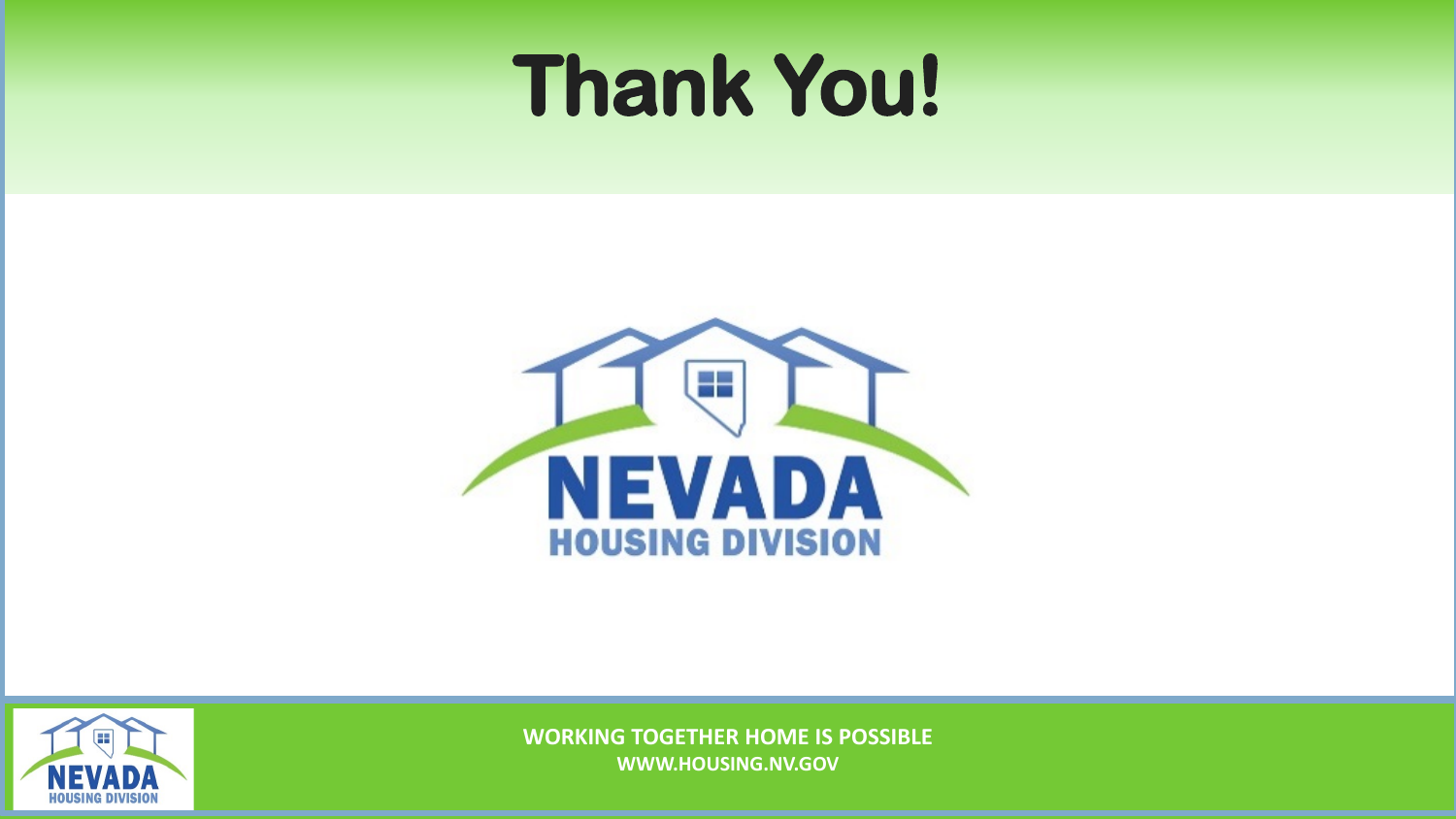# Thank You!

NEVADA
HOUSING DIVISION

WORKING TOGETHER HOME IS POSSIBLE
WWW.HOUSING.NV.GOV